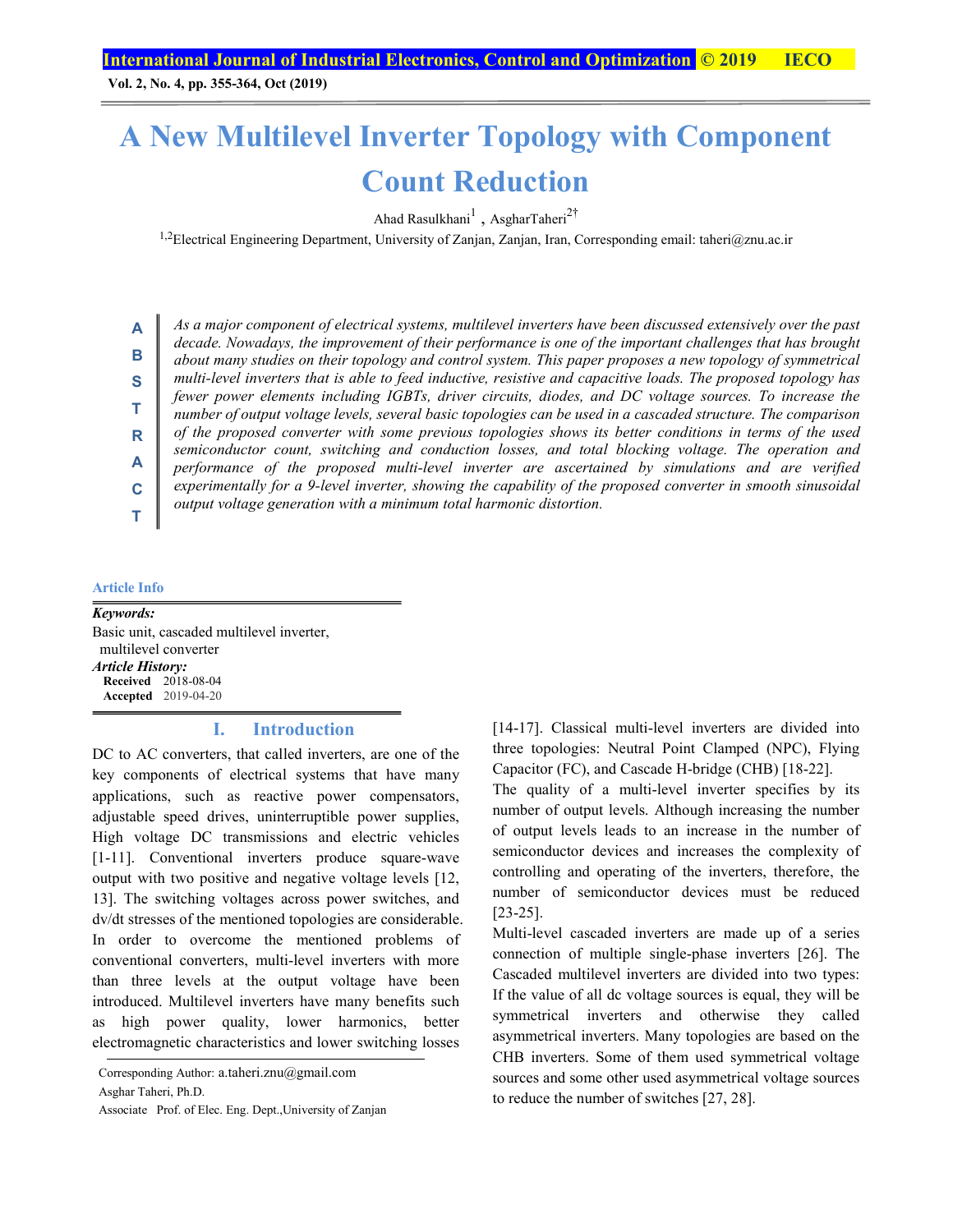# A New Multilevel Inverter Topology with Component Count Reduction

Ahad Rasulkhani[1] , AsgharTaheri[2†]

[1,2]Electrical Engineering Department, University of Zanjan, Zanjan, Iran, Corresponding email: taheri@znu.ac.ir

**ABSTRACT**

*As a major component of electrical systems, multilevel inverters have been discussed extensively over the past decade. Nowadays, the improvement of their performance is one of the important challenges that has brought about many studies on their topology and control system. This paper proposes a new topology of symmetrical multi-level inverters that is able to feed inductive, resistive and capacitive loads. The proposed topology has fewer power elements including IGBTs, driver circuits, diodes, and DC voltage sources. To increase the number of output voltage levels, several basic topologies can be used in a cascaded structure. The comparison of the proposed converter with some previous topologies shows its better conditions in terms of the used semiconductor count, switching and conduction losses, and total blocking voltage. The operation and performance of the proposed multi-level inverter are ascertained by simulations and are verified experimentally for a 9-level inverter, showing the capability of the proposed converter in smooth sinusoidal output voltage generation with a minimum total harmonic distortion.*

**Article Info**

***Keywords:***
Basic unit, cascaded multilevel inverter, multilevel converter

***Article History:***
**Received** 2018-08-04
**Accepted** 2019-04-20

## I. Introduction

DC to AC converters, that called inverters, are one of the key components of electrical systems that have many applications, such as reactive power compensators, adjustable speed drives, uninterruptible power supplies, High voltage DC transmissions and electric vehicles [1-11]. Conventional inverters produce square-wave output with two positive and negative voltage levels [12, 13]. The switching voltages across power switches, and dv/dt stresses of the mentioned topologies are considerable. In order to overcome the mentioned problems of conventional converters, multi-level inverters with more than three levels at the output voltage have been introduced. Multilevel inverters have many benefits such as high power quality, lower harmonics, better electromagnetic characteristics and lower switching losses [14-17]. Classical multi-level inverters are divided into three topologies: Neutral Point Clamped (NPC), Flying Capacitor (FC), and Cascade H-bridge (CHB) [18-22].

The quality of a multi-level inverter specifies by its number of output levels. Although increasing the number of output levels leads to an increase in the number of semiconductor devices and increases the complexity of controlling and operating of the inverters, therefore, the number of semiconductor devices must be reduced [23-25].

Multi-level cascaded inverters are made up of a series connection of multiple single-phase inverters [26]. The Cascaded multilevel inverters are divided into two types: If the value of all dc voltage sources is equal, they will be symmetrical inverters and otherwise they called asymmetrical inverters. Many topologies are based on the CHB inverters. Some of them used symmetrical voltage sources and some other used asymmetrical voltage sources to reduce the number of switches [27, 28].

Corresponding Author: a.taheri.znu@gmail.com
Asghar Taheri, Ph.D.
Associate Prof. of Elec. Eng. Dept.,University of Zanjan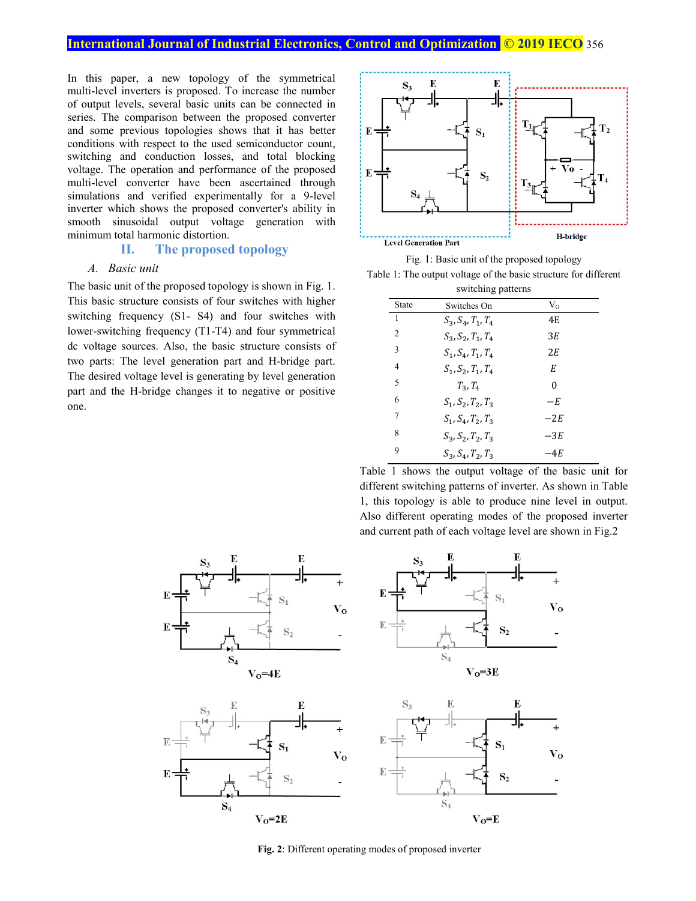In this paper, a new topology of the symmetrical multi-level inverters is proposed. To increase the number of output levels, several basic units can be connected in series. The comparison between the proposed converter and some previous topologies shows that it has better conditions with respect to the used semiconductor count, switching and conduction losses, and total blocking voltage. The operation and performance of the proposed multi-level converter have been ascertained through simulations and verified experimentally for a 9-level inverter which shows the proposed converter's ability in smooth sinusoidal output voltage generation with minimum total harmonic distortion.

## II. The proposed topology

### A. Basic unit

The basic unit of the proposed topology is shown in Fig. 1. This basic structure consists of four switches with higher switching frequency (S1- S4) and four switches with lower-switching frequency (T1-T4) and four symmetrical dc voltage sources. Also, the basic structure consists of two parts: The level generation part and H-bridge part. The desired voltage level is generating by level generation part and the H-bridge changes it to negative or positive one.

Fig. 1: Basic unit of the proposed topology

Table 1: The output voltage of the basic structure for different switching patterns

| State | Switches On | $V_O$ |
|---|---|---|
| 1 | $S_3, S_4, T_1, T_4$ | 4E |
| 2 | $S_3, S_2, T_1, T_4$ | $3E$ |
| 3 | $S_1, S_4, T_1, T_4$ | $2E$ |
| 4 | $S_1, S_2, T_1, T_4$ | $E$ |
| 5 | $T_3, T_4$ | 0 |
| 6 | $S_1, S_2, T_2, T_3$ | $-E$ |
| 7 | $S_1, S_4, T_2, T_3$ | $-2E$ |
| 8 | $S_3, S_2, T_2, T_3$ | $-3E$ |
| 9 | $S_3, S_4, T_2, T_3$ | $-4E$ |

Table 1 shows the output voltage of the basic unit for different switching patterns of inverter. As shown in Table 1, this topology is able to produce nine level in output. Also different operating modes of the proposed inverter and current path of each voltage level are shown in Fig.2

**Fig. 2**: Different operating modes of proposed inverter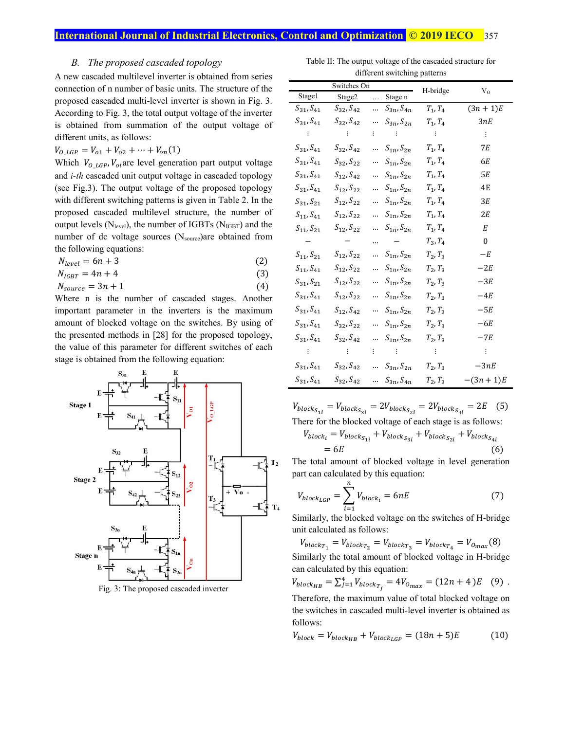### B. *The proposed cascaded topology*

A new cascaded multilevel inverter is obtained from series connection of n number of basic units. The structure of the proposed cascaded multi-level inverter is shown in Fig. 3. According to Fig. 3, the total output voltage of the inverter is obtained from summation of the output voltage of different units, as follows:

$$V_{O\_LGP} = V_{o1} + V_{o2} + \cdots + V_{on} \quad (1)$$

Which $V_{O\_LGP}, V_{oi}$ are level generation part output voltage and *i-th* cascaded unit output voltage in cascaded topology (see Fig.3). The output voltage of the proposed topology with different switching patterns is given in Table 2. In the proposed cascaded multilevel structure, the number of output levels ($N_{level}$), the number of IGBTs ($N_{IGBT}$) and the number of dc voltage sources ($N_{source}$) are obtained from the following equations:

$$N_{level} = 6n + 3 \quad (2)$$

$$N_{IGBT} = 4n + 4 \quad (3)$$

$$N_{source} = 3n + 1 \quad (4)$$

Where n is the number of cascaded stages. Another important parameter in the inverters is the maximum amount of blocked voltage on the switches. By using of the presented methods in [28] for the proposed topology, the value of this parameter for different switches of each stage is obtained from the following equation:

Fig. 3: The proposed cascaded inverter

Table II: The output voltage of the cascaded structure for different switching patterns

| Switches On | | | | H-bridge | $V_O$ |
|---|---|---|---|---|---|
| Stage1 | Stage2 | … | Stage n | | |
| $S_{31}, S_{41}$ | $S_{32}, S_{42}$ | … | $S_{3n}, S_{4n}$ | $T_1, T_4$ | $(3n+1)E$ |
| $S_{31}, S_{41}$ | $S_{32}, S_{42}$ | … | $S_{3n}, S_{2n}$ | $T_1, T_4$ | $3nE$ |
| ⋮ | ⋮ | ⋮ | ⋮ | ⋮ | ⋮ |
| $S_{31}, S_{41}$ | $S_{32}, S_{42}$ | … | $S_{1n}, S_{2n}$ | $T_1, T_4$ | $7E$ |
| $S_{31}, S_{41}$ | $S_{32}, S_{22}$ | … | $S_{1n}, S_{2n}$ | $T_1, T_4$ | $6E$ |
| $S_{31}, S_{41}$ | $S_{12}, S_{42}$ | … | $S_{1n}, S_{2n}$ | $T_1, T_4$ | $5E$ |
| $S_{31}, S_{41}$ | $S_{12}, S_{22}$ | … | $S_{1n}, S_{2n}$ | $T_1, T_4$ | $4E$ |
| $S_{31}, S_{21}$ | $S_{12}, S_{22}$ | … | $S_{1n}, S_{2n}$ | $T_1, T_4$ | $3E$ |
| $S_{11}, S_{41}$ | $S_{12}, S_{22}$ | … | $S_{1n}, S_{2n}$ | $T_1, T_4$ | $2E$ |
| $S_{11}, S_{21}$ | $S_{12}, S_{22}$ | … | $S_{1n}, S_{2n}$ | $T_1, T_4$ | $E$ |
| − | − | … | − | $T_3, T_4$ | $0$ |
| $S_{11}, S_{21}$ | $S_{12}, S_{22}$ | … | $S_{1n}, S_{2n}$ | $T_2, T_3$ | $-E$ |
| $S_{11}, S_{41}$ | $S_{12}, S_{22}$ | … | $S_{1n}, S_{2n}$ | $T_2, T_3$ | $-2E$ |
| $S_{31}, S_{21}$ | $S_{12}, S_{22}$ | … | $S_{1n}, S_{2n}$ | $T_2, T_3$ | $-3E$ |
| $S_{31}, S_{41}$ | $S_{12}, S_{22}$ | … | $S_{1n}, S_{2n}$ | $T_2, T_3$ | $-4E$ |
| $S_{31}, S_{41}$ | $S_{12}, S_{42}$ | … | $S_{1n}, S_{2n}$ | $T_2, T_3$ | $-5E$ |
| $S_{31}, S_{41}$ | $S_{32}, S_{22}$ | … | $S_{1n}, S_{2n}$ | $T_2, T_3$ | $-6E$ |
| $S_{31}, S_{41}$ | $S_{32}, S_{42}$ | … | $S_{1n}, S_{2n}$ | $T_2, T_3$ | $-7E$ |
| ⋮ | ⋮ | ⋮ | ⋮ | ⋮ | ⋮ |
| $S_{31}, S_{41}$ | $S_{32}, S_{42}$ | … | $S_{3n}, S_{2n}$ | $T_2, T_3$ | $-3nE$ |
| $S_{31}, S_{41}$ | $S_{32}, S_{42}$ | … | $S_{3n}, S_{4n}$ | $T_2, T_3$ | $-(3n+1)E$ |

$$V_{block_{S_{1i}}} = V_{block_{S_{3i}}} = 2V_{block_{S_{2i}}} = 2V_{block_{S_{4i}}} = 2E \quad (5)$$

There for the blocked voltage of each stage is as follows:

$$V_{block_i} = V_{block_{S_{1i}}} + V_{block_{S_{3i}}} + V_{block_{S_{2i}}} + V_{block_{S_{4i}}} = 6E \quad (6)$$

The total amount of blocked voltage in level generation part can calculated by this equation:

$$V_{block_{LGP}} = \sum_{i=1}^{n} V_{block_i} = 6nE \quad (7)$$

Similarly, the blocked voltage on the switches of H-bridge unit calculated as follows:

$$V_{blockT_1} = V_{blockT_2} = V_{blockT_3} = V_{blockT_4} = V_{O_{max}} \quad (8)$$

Similarly the total amount of blocked voltage in H-bridge can calculated by this equation:

$$V_{block_{HB}} = \sum_{j=1}^{4} V_{block_{T_j}} = 4V_{O_{max}} = (12n+4)E \quad (9)$$

Therefore, the maximum value of total blocked voltage on the switches in cascaded multi-level inverter is obtained as follows:

$$V_{block} = V_{block_{HB}} + V_{block_{LGP}} = (18n+5)E \quad (10)$$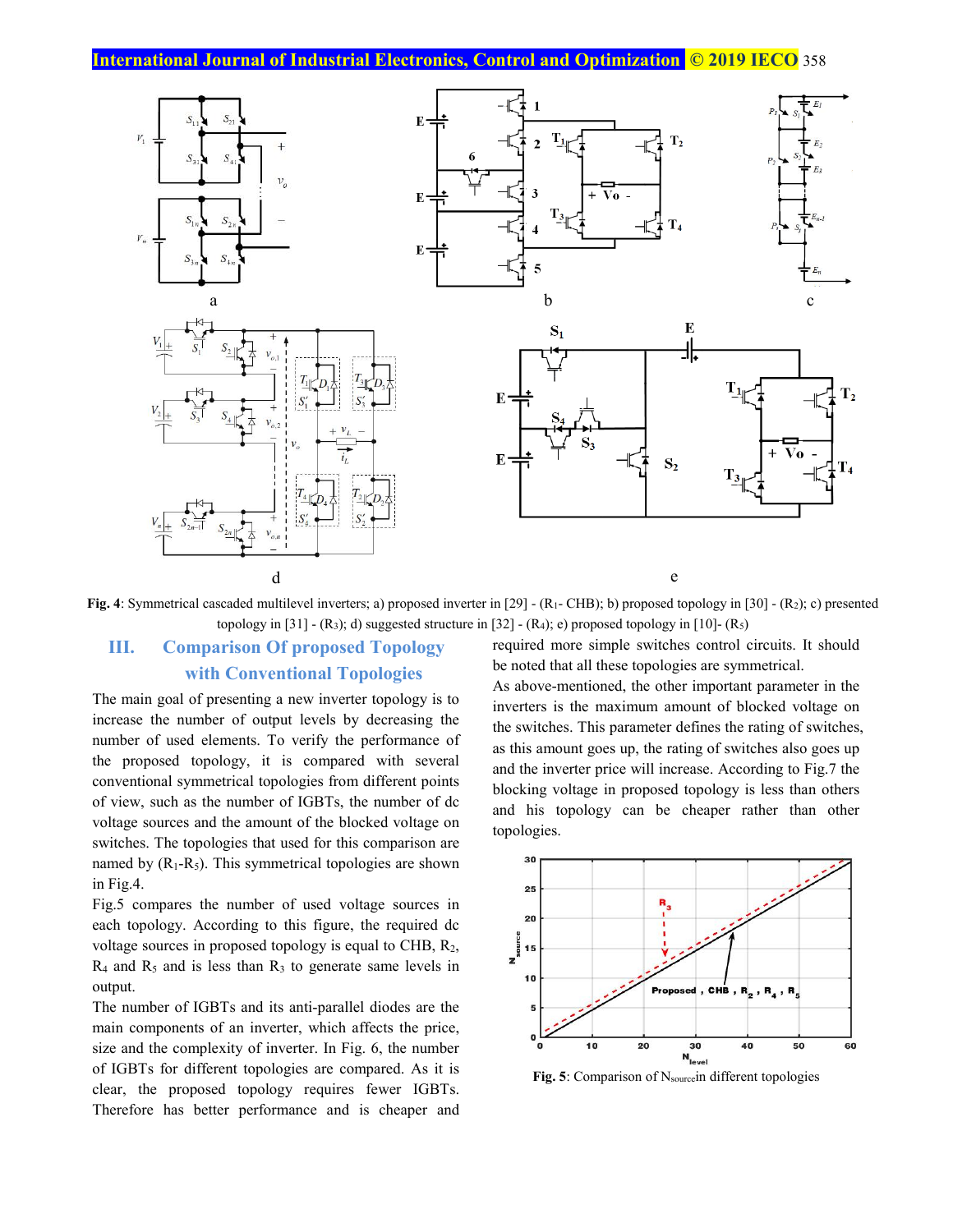**Fig. 4**: Symmetrical cascaded multilevel inverters; a) proposed inverter in [29] - ($R_1$- CHB); b) proposed topology in [30] - ($R_2$); c) presented topology in [31] - ($R_3$); d) suggested structure in [32] - ($R_4$); e) proposed topology in [10]- ($R_5$)

## III. Comparison Of proposed Topology with Conventional Topologies

The main goal of presenting a new inverter topology is to increase the number of output levels by decreasing the number of used elements. To verify the performance of the proposed topology, it is compared with several conventional symmetrical topologies from different points of view, such as the number of IGBTs, the number of dc voltage sources and the amount of the blocked voltage on switches. The topologies that used for this comparison are named by ($R_1$-$R_5$). This symmetrical topologies are shown in Fig.4.

Fig.5 compares the number of used voltage sources in each topology. According to this figure, the required dc voltage sources in proposed topology is equal to CHB, $R_2$, $R_4$ and $R_5$ and is less than $R_3$ to generate same levels in output.

The number of IGBTs and its anti-parallel diodes are the main components of an inverter, which affects the price, size and the complexity of inverter. In Fig. 6, the number of IGBTs for different topologies are compared. As it is clear, the proposed topology requires fewer IGBTs. Therefore has better performance and is cheaper and required more simple switches control circuits. It should be noted that all these topologies are symmetrical.

As above-mentioned, the other important parameter in the inverters is the maximum amount of blocked voltage on the switches. This parameter defines the rating of switches, as this amount goes up, the rating of switches also goes up and the inverter price will increase. According to Fig.7 the blocking voltage in proposed topology is less than others and his topology can be cheaper rather than other topologies.

**Fig. 5**: Comparison of $N_{source}$in different topologies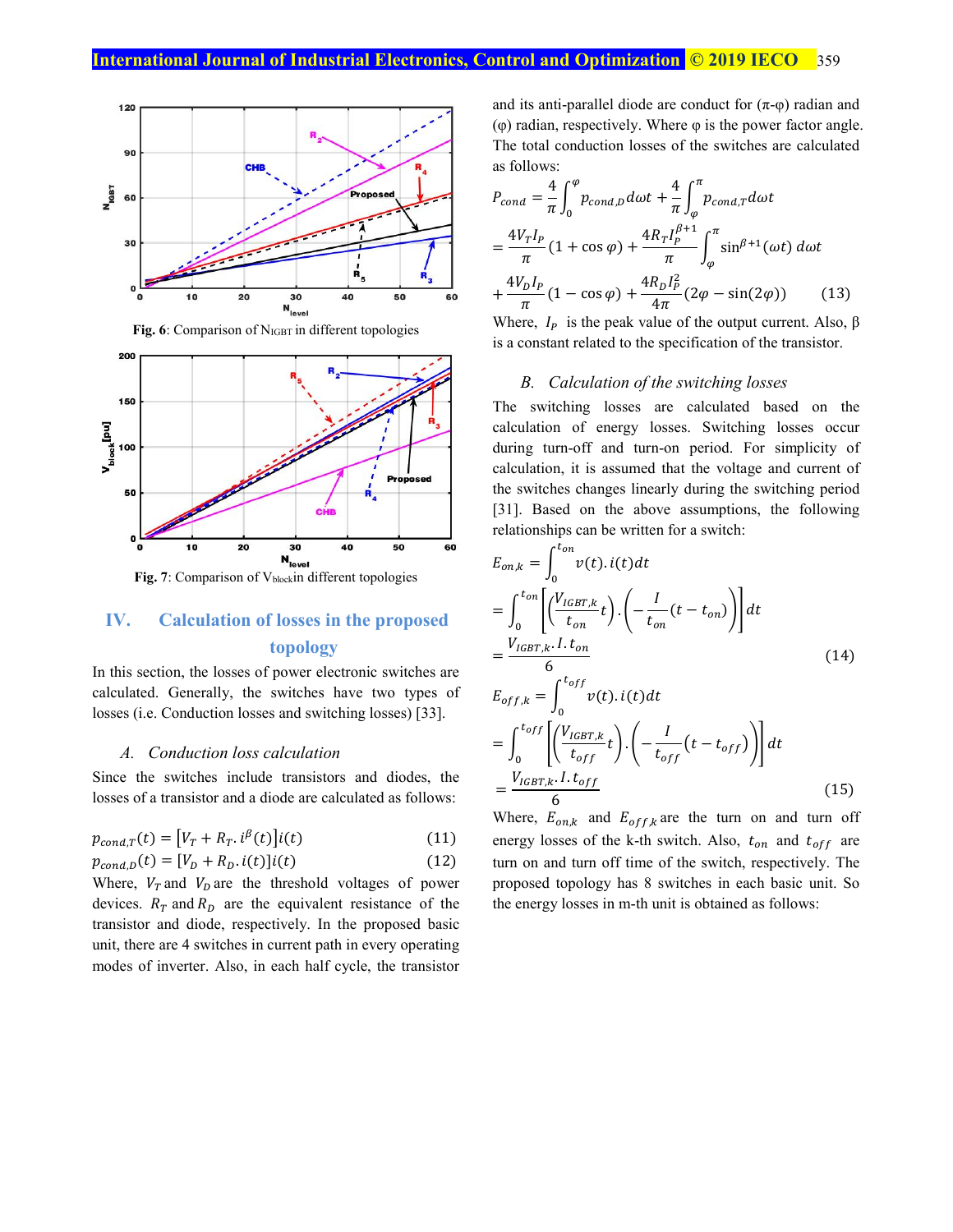Fig. 6: Comparison of $N_{IGBT}$ in different topologies

Fig. 7: Comparison of $V_{block}$in different topologies

## IV. Calculation of losses in the proposed topology

In this section, the losses of power electronic switches are calculated. Generally, the switches have two types of losses (i.e. Conduction losses and switching losses) [33].

### A. Conduction loss calculation

Since the switches include transistors and diodes, the losses of a transistor and a diode are calculated as follows:

$$p_{cond,T}(t) = \left[V_T + R_T . i^{\beta}(t)\right] i(t) \tag{11}$$

$$p_{cond,D}(t) = \left[V_D + R_D . i(t)\right] i(t) \tag{12}$$

Where, $V_T$ and $V_D$ are the threshold voltages of power devices. $R_T$ and $R_D$ are the equivalent resistance of the transistor and diode, respectively. In the proposed basic unit, there are 4 switches in current path in every operating modes of inverter. Also, in each half cycle, the transistor and its anti-parallel diode are conduct for (π-φ) radian and (φ) radian, respectively. Where φ is the power factor angle. The total conduction losses of the switches are calculated as follows:

$$
\begin{aligned}
P_{cond} &= \frac{4}{\pi}\int_0^{\varphi} p_{cond,D}\, d\omega t + \frac{4}{\pi}\int_{\varphi}^{\pi} p_{cond,T}\, d\omega t \\
&= \frac{4V_T I_P}{\pi}(1+\cos\varphi) + \frac{4R_T I_P^{\beta+1}}{\pi}\int_{\varphi}^{\pi} \sin^{\beta+1}(\omega t)\, d\omega t \\
&+ \frac{4V_D I_P}{\pi}(1-\cos\varphi) + \frac{4R_D I_P^2}{4\pi}(2\varphi - \sin(2\varphi))
\end{aligned} \tag{13}
$$

Where, $I_P$ is the peak value of the output current. Also, β is a constant related to the specification of the transistor.

### B. Calculation of the switching losses

The switching losses are calculated based on the calculation of energy losses. Switching losses occur during turn-off and turn-on period. For simplicity of calculation, it is assumed that the voltage and current of the switches changes linearly during the switching period [31]. Based on the above assumptions, the following relationships can be written for a switch:

$$
\begin{aligned}
E_{on,k} &= \int_0^{t_{on}} v(t).i(t)dt \\
&= \int_0^{t_{on}} \left[\left(\frac{V_{IGBT,k}}{t_{on}}t\right).\left(-\frac{I}{t_{on}}(t-t_{on})\right)\right] dt \\
&= \frac{V_{IGBT,k}.I.t_{on}}{6}
\end{aligned} \tag{14}
$$

$$
\begin{aligned}
E_{off,k} &= \int_0^{t_{off}} v(t).i(t)dt \\
&= \int_0^{t_{off}} \left[\left(\frac{V_{IGBT,k}}{t_{off}}t\right).\left(-\frac{I}{t_{off}}(t-t_{off})\right)\right] dt \\
&= \frac{V_{IGBT,k}.I.t_{off}}{6}
\end{aligned} \tag{15}
$$

Where, $E_{on,k}$ and $E_{off,k}$ are the turn on and turn off energy losses of the k-th switch. Also, $t_{on}$ and $t_{off}$ are turn on and turn off time of the switch, respectively. The proposed topology has 8 switches in each basic unit. So the energy losses in m-th unit is obtained as follows: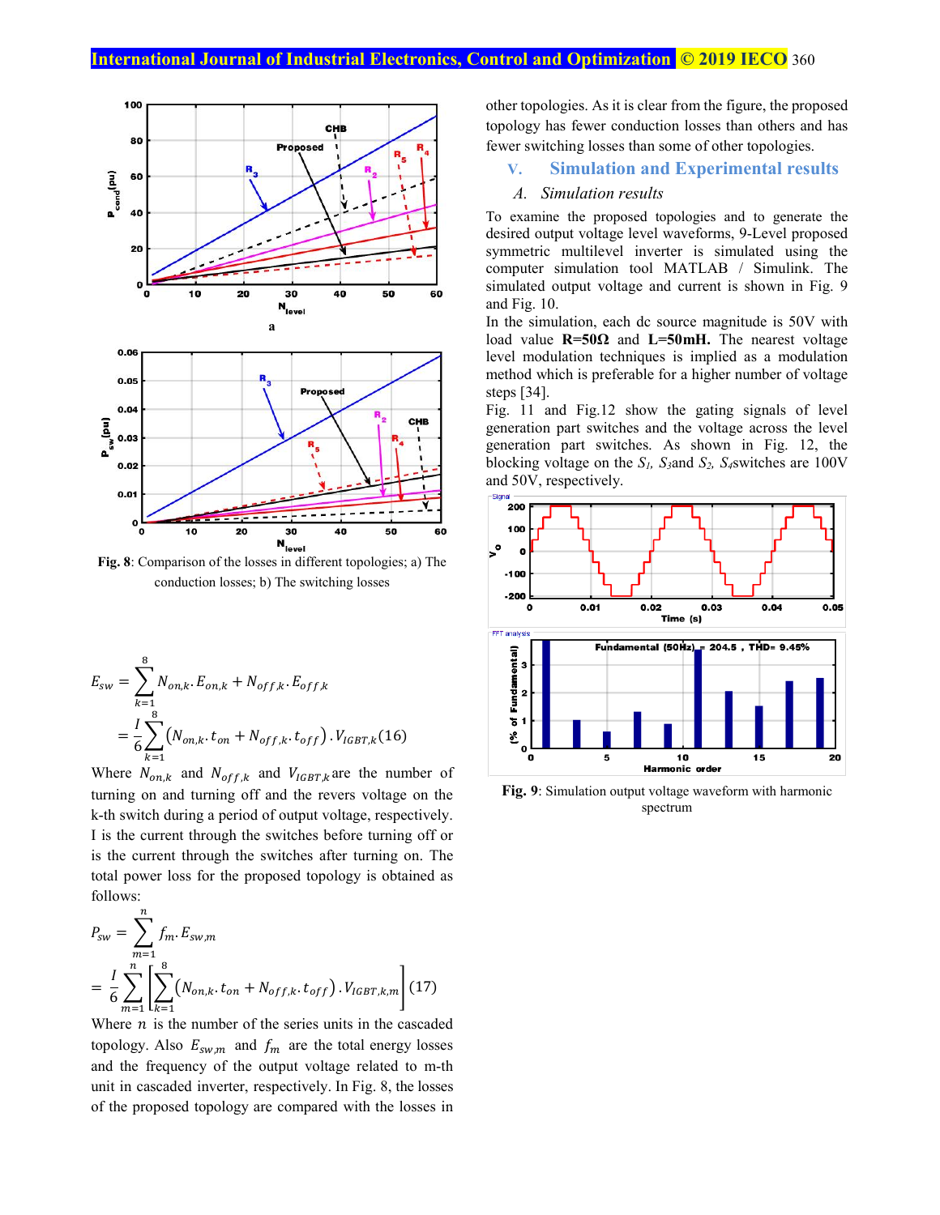Fig. 8: Comparison of the losses in different topologies; a) The conduction losses; b) The switching losses

$$E_{sw} = \sum_{k=1}^{8} N_{on,k}.E_{on,k} + N_{off,k}.E_{off,k}$$
$$= \frac{I}{6}\sum_{k=1}^{8}\left(N_{on,k}.t_{on} + N_{off,k}.t_{off}\right).V_{IGBT,k} \quad (16)$$

Where $N_{on,k}$ and $N_{off,k}$ and $V_{IGBT,k}$ are the number of turning on and turning off and the revers voltage on the k-th switch during a period of output voltage, respectively. I is the current through the switches before turning off or is the current through the switches after turning on. The total power loss for the proposed topology is obtained as follows:

$$P_{sw} = \sum_{m=1}^{n} f_m.E_{sw,m}$$
$$= \frac{I}{6}\sum_{m=1}^{n}\left[\sum_{k=1}^{8}\left(N_{on,k}.t_{on} + N_{off,k}.t_{off}\right).V_{IGBT,k,m}\right] \quad (17)$$

Where $n$ is the number of the series units in the cascaded topology. Also $E_{sw,m}$ and $f_m$ are the total energy losses and the frequency of the output voltage related to m-th unit in cascaded inverter, respectively. In Fig. 8, the losses of the proposed topology are compared with the losses in other topologies. As it is clear from the figure, the proposed topology has fewer conduction losses than others and has fewer switching losses than some of other topologies.

## V. Simulation and Experimental results

### A. Simulation results

To examine the proposed topologies and to generate the desired output voltage level waveforms, 9-Level proposed symmetric multilevel inverter is simulated using the computer simulation tool MATLAB / Simulink. The simulated output voltage and current is shown in Fig. 9 and Fig. 10.

In the simulation, each dc source magnitude is 50V with load value **R=50Ω** and **L=50mH.** The nearest voltage level modulation techniques is implied as a modulation method which is preferable for a higher number of voltage steps [34].

Fig. 11 and Fig.12 show the gating signals of level generation part switches and the voltage across the level generation part switches. As shown in Fig. 12, the blocking voltage on the $S_1$, $S_3$ and $S_2$, $S_4$ switches are 100V and 50V, respectively.

Fig. 9: Simulation output voltage waveform with harmonic spectrum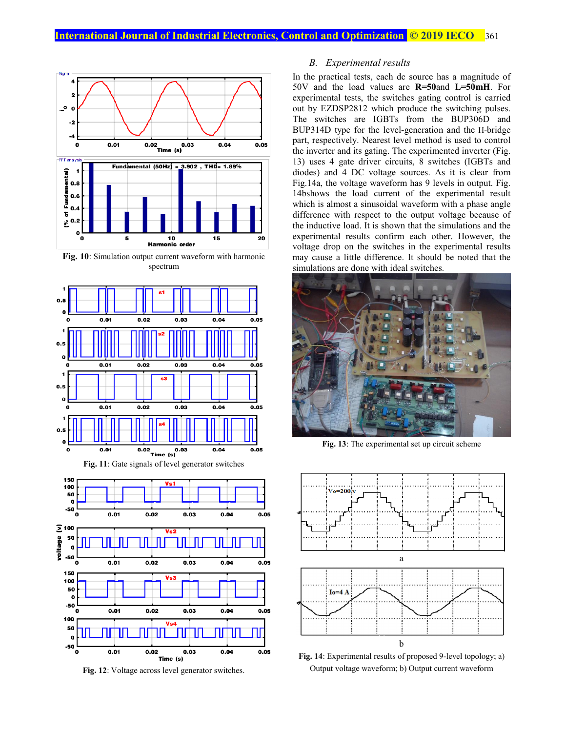Fig. 10: Simulation output current waveform with harmonic spectrum

Fig. 11: Gate signals of level generator switches

Fig. 12: Voltage across level generator switches.

### B. Experimental results

In the practical tests, each dc source has a magnitude of 50V and the load values are **R=50**and **L=50mH**. For experimental tests, the switches gating control is carried out by EZDSP2812 which produce the switching pulses. The switches are IGBTs from the BUP306D and BUP314D type for the level-generation and the H-bridge part, respectively. Nearest level method is used to control the inverter and its gating. The experimented inverter (Fig. 13) uses 4 gate driver circuits, 8 switches (IGBTs and diodes) and 4 DC voltage sources. As it is clear from Fig.14a, the voltage waveform has 9 levels in output. Fig. 14bshows the load current of the experimental result which is almost a sinusoidal waveform with a phase angle difference with respect to the output voltage because of the inductive load. It is shown that the simulations and the experimental results confirm each other. However, the voltage drop on the switches in the experimental results may cause a little difference. It should be noted that the simulations are done with ideal switches.

Fig. 13: The experimental set up circuit scheme

Fig. 14: Experimental results of proposed 9-level topology; a) Output voltage waveform; b) Output current waveform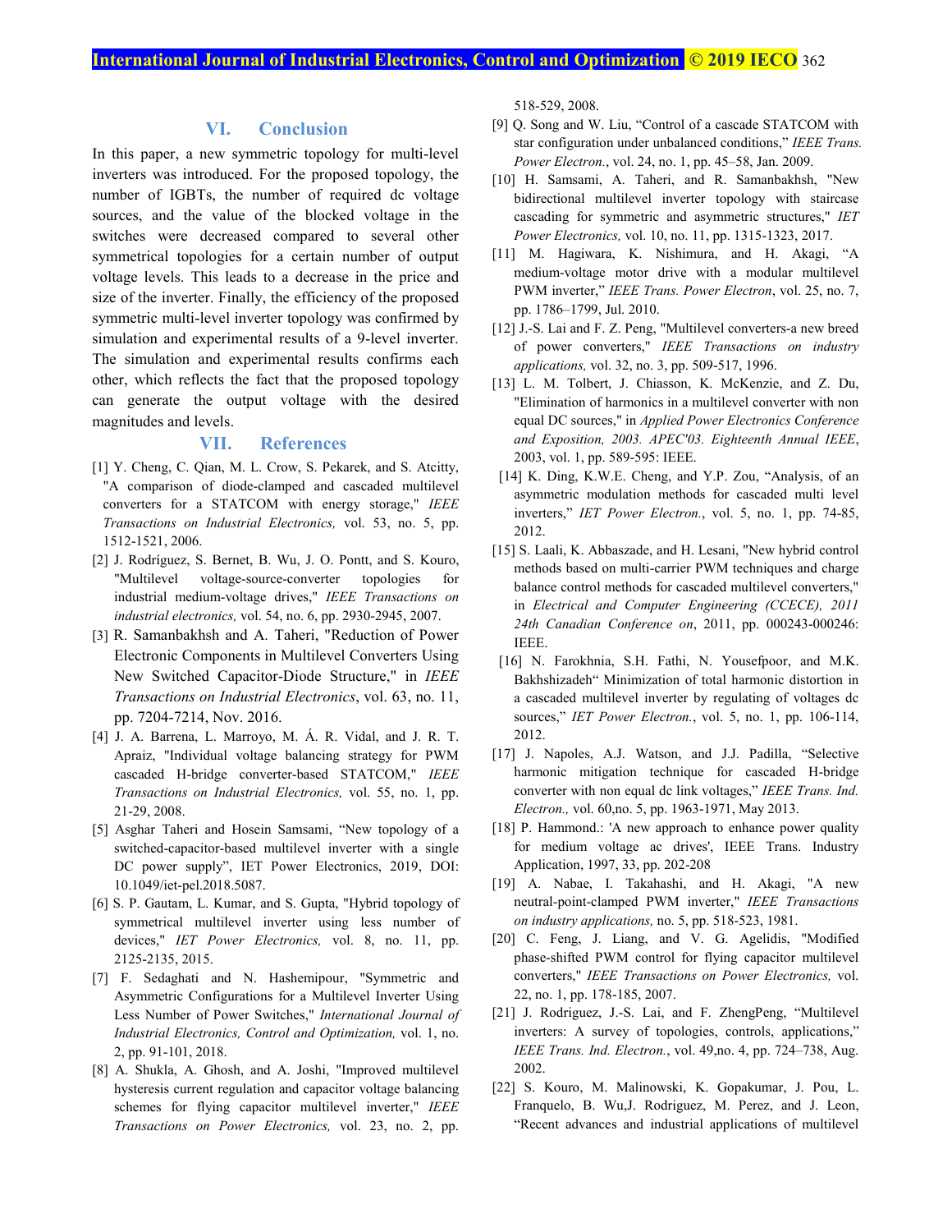518-529, 2008.

## VI. Conclusion

In this paper, a new symmetric topology for multi-level inverters was introduced. For the proposed topology, the number of IGBTs, the number of required dc voltage sources, and the value of the blocked voltage in the switches were decreased compared to several other symmetrical topologies for a certain number of output voltage levels. This leads to a decrease in the price and size of the inverter. Finally, the efficiency of the proposed symmetric multi-level inverter topology was confirmed by simulation and experimental results of a 9-level inverter. The simulation and experimental results confirms each other, which reflects the fact that the proposed topology can generate the output voltage with the desired magnitudes and levels.

## VII. References

[1] Y. Cheng, C. Qian, M. L. Crow, S. Pekarek, and S. Atcitty, "A comparison of diode-clamped and cascaded multilevel converters for a STATCOM with energy storage," *IEEE Transactions on Industrial Electronics,* vol. 53, no. 5, pp. 1512-1521, 2006.

[2] J. Rodríguez, S. Bernet, B. Wu, J. O. Pontt, and S. Kouro, "Multilevel voltage-source-converter topologies for industrial medium-voltage drives," *IEEE Transactions on industrial electronics,* vol. 54, no. 6, pp. 2930-2945, 2007.

[3] R. Samanbakhsh and A. Taheri, "Reduction of Power Electronic Components in Multilevel Converters Using New Switched Capacitor-Diode Structure," in *IEEE Transactions on Industrial Electronics*, vol. 63, no. 11, pp. 7204-7214, Nov. 2016.

[4] J. A. Barrena, L. Marroyo, M. Á. R. Vidal, and J. R. T. Apraiz, "Individual voltage balancing strategy for PWM cascaded H-bridge converter-based STATCOM," *IEEE Transactions on Industrial Electronics,* vol. 55, no. 1, pp. 21-29, 2008.

[5] Asghar Taheri and Hosein Samsami, "New topology of a switched-capacitor-based multilevel inverter with a single DC power supply", IET Power Electronics, 2019, DOI: 10.1049/iet-pel.2018.5087.

[6] S. P. Gautam, L. Kumar, and S. Gupta, "Hybrid topology of symmetrical multilevel inverter using less number of devices," *IET Power Electronics,* vol. 8, no. 11, pp. 2125-2135, 2015.

[7] F. Sedaghati and N. Hashemipour, "Symmetric and Asymmetric Configurations for a Multilevel Inverter Using Less Number of Power Switches," *International Journal of Industrial Electronics, Control and Optimization,* vol. 1, no. 2, pp. 91-101, 2018.

[8] A. Shukla, A. Ghosh, and A. Joshi, "Improved multilevel hysteresis current regulation and capacitor voltage balancing schemes for flying capacitor multilevel inverter," *IEEE Transactions on Power Electronics,* vol. 23, no. 2, pp. 518-529, 2008.

[9] Q. Song and W. Liu, "Control of a cascade STATCOM with star configuration under unbalanced conditions," *IEEE Trans. Power Electron.*, vol. 24, no. 1, pp. 45–58, Jan. 2009.

[10] H. Samsami, A. Taheri, and R. Samanbakhsh, "New bidirectional multilevel inverter topology with staircase cascading for symmetric and asymmetric structures," *IET Power Electronics,* vol. 10, no. 11, pp. 1315-1323, 2017.

[11] M. Hagiwara, K. Nishimura, and H. Akagi, "A medium-voltage motor drive with a modular multilevel PWM inverter," *IEEE Trans. Power Electron*, vol. 25, no. 7, pp. 1786–1799, Jul. 2010.

[12] J.-S. Lai and F. Z. Peng, "Multilevel converters-a new breed of power converters," *IEEE Transactions on industry applications,* vol. 32, no. 3, pp. 509-517, 1996.

[13] L. M. Tolbert, J. Chiasson, K. McKenzie, and Z. Du, "Elimination of harmonics in a multilevel converter with non equal DC sources," in *Applied Power Electronics Conference and Exposition, 2003. APEC'03. Eighteenth Annual IEEE*, 2003, vol. 1, pp. 589-595: IEEE.

[14] K. Ding, K.W.E. Cheng, and Y.P. Zou, "Analysis, of an asymmetric modulation methods for cascaded multi level inverters," *IET Power Electron.*, vol. 5, no. 1, pp. 74-85, 2012.

[15] S. Laali, K. Abbaszade, and H. Lesani, "New hybrid control methods based on multi-carrier PWM techniques and charge balance control methods for cascaded multilevel converters," in *Electrical and Computer Engineering (CCECE), 2011 24th Canadian Conference on*, 2011, pp. 000243-000246: IEEE.

[16] N. Farokhnia, S.H. Fathi, N. Yousefpoor, and M.K. Bakhshizadeh" Minimization of total harmonic distortion in a cascaded multilevel inverter by regulating of voltages dc sources," *IET Power Electron.*, vol. 5, no. 1, pp. 106-114, 2012.

[17] J. Napoles, A.J. Watson, and J.J. Padilla, "Selective harmonic mitigation technique for cascaded H-bridge converter with non equal dc link voltages," *IEEE Trans. Ind. Electron.,* vol. 60,no. 5, pp. 1963-1971, May 2013.

[18] P. Hammond.: 'A new approach to enhance power quality for medium voltage ac drives', IEEE Trans. Industry Application, 1997, 33, pp. 202-208

[19] A. Nabae, I. Takahashi, and H. Akagi, "A new neutral-point-clamped PWM inverter," *IEEE Transactions on industry applications,* no. 5, pp. 518-523, 1981.

[20] C. Feng, J. Liang, and V. G. Agelidis, "Modified phase-shifted PWM control for flying capacitor multilevel converters," *IEEE Transactions on Power Electronics,* vol. 22, no. 1, pp. 178-185, 2007.

[21] J. Rodriguez, J.-S. Lai, and F. ZhengPeng, "Multilevel inverters: A survey of topologies, controls, applications," *IEEE Trans. Ind. Electron.*, vol. 49,no. 4, pp. 724–738, Aug. 2002.

[22] S. Kouro, M. Malinowski, K. Gopakumar, J. Pou, L. Franquelo, B. Wu,J. Rodriguez, M. Perez, and J. Leon, "Recent advances and industrial applications of multilevel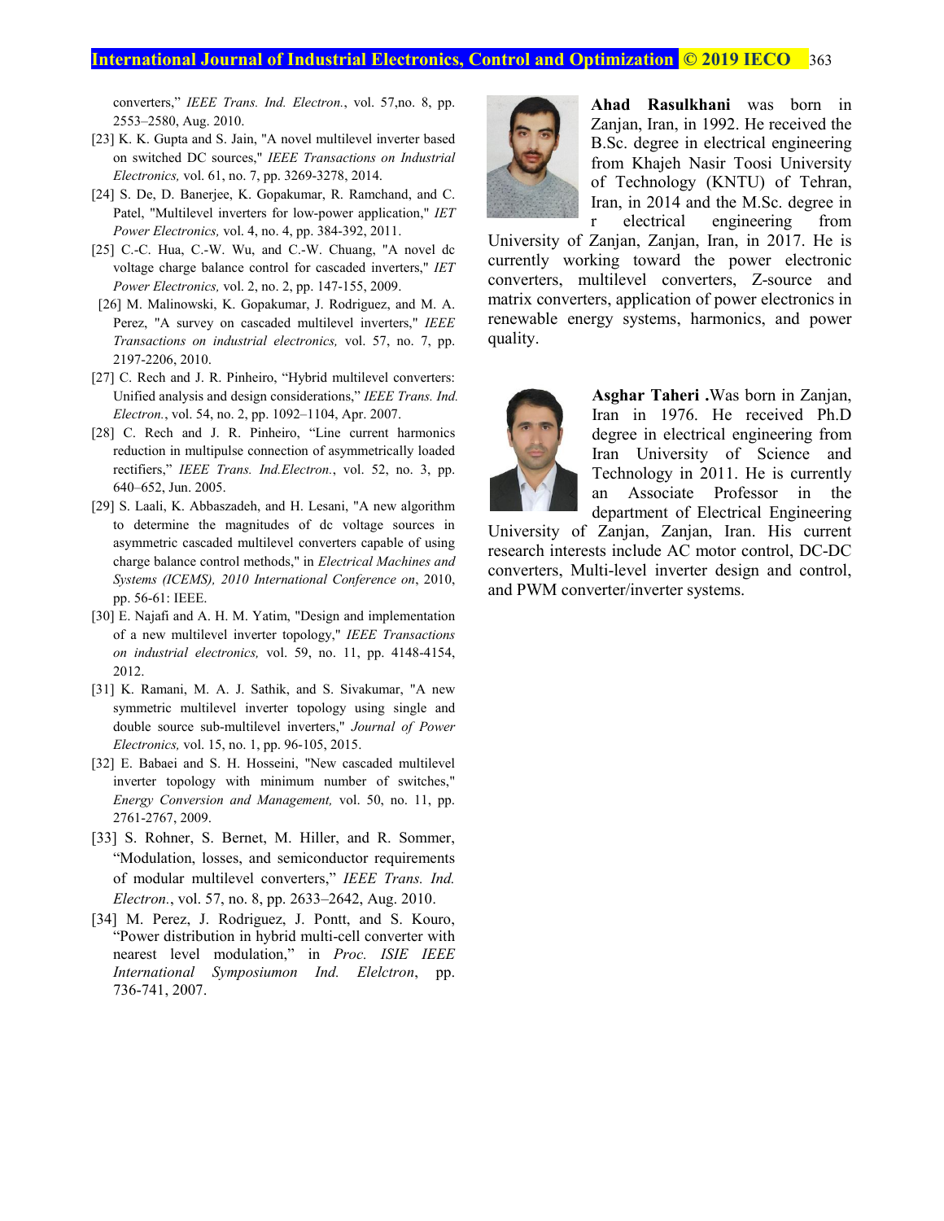converters," *IEEE Trans. Ind. Electron.*, vol. 57,no. 8, pp. 2553–2580, Aug. 2010.

[23] K. K. Gupta and S. Jain, "A novel multilevel inverter based on switched DC sources," *IEEE Transactions on Industrial Electronics,* vol. 61, no. 7, pp. 3269-3278, 2014.

[24] S. De, D. Banerjee, K. Gopakumar, R. Ramchand, and C. Patel, "Multilevel inverters for low-power application," *IET Power Electronics,* vol. 4, no. 4, pp. 384-392, 2011.

[25] C.-C. Hua, C.-W. Wu, and C.-W. Chuang, "A novel dc voltage charge balance control for cascaded inverters," *IET Power Electronics,* vol. 2, no. 2, pp. 147-155, 2009.

[26] M. Malinowski, K. Gopakumar, J. Rodriguez, and M. A. Perez, "A survey on cascaded multilevel inverters," *IEEE Transactions on industrial electronics,* vol. 57, no. 7, pp. 2197-2206, 2010.

[27] C. Rech and J. R. Pinheiro, "Hybrid multilevel converters: Unified analysis and design considerations," *IEEE Trans. Ind. Electron.*, vol. 54, no. 2, pp. 1092–1104, Apr. 2007.

[28] C. Rech and J. R. Pinheiro, "Line current harmonics reduction in multipulse connection of asymmetrically loaded rectifiers," *IEEE Trans. Ind.Electron.*, vol. 52, no. 3, pp. 640–652, Jun. 2005.

[29] S. Laali, K. Abbaszadeh, and H. Lesani, "A new algorithm to determine the magnitudes of dc voltage sources in asymmetric cascaded multilevel converters capable of using charge balance control methods," in *Electrical Machines and Systems (ICEMS), 2010 International Conference on*, 2010, pp. 56-61: IEEE.

[30] E. Najafi and A. H. M. Yatim, "Design and implementation of a new multilevel inverter topology," *IEEE Transactions on industrial electronics,* vol. 59, no. 11, pp. 4148-4154, 2012.

[31] K. Ramani, M. A. J. Sathik, and S. Sivakumar, "A new symmetric multilevel inverter topology using single and double source sub-multilevel inverters," *Journal of Power Electronics,* vol. 15, no. 1, pp. 96-105, 2015.

[32] E. Babaei and S. H. Hosseini, "New cascaded multilevel inverter topology with minimum number of switches," *Energy Conversion and Management,* vol. 50, no. 11, pp. 2761-2767, 2009.

[33] S. Rohner, S. Bernet, M. Hiller, and R. Sommer, "Modulation, losses, and semiconductor requirements of modular multilevel converters," *IEEE Trans. Ind. Electron.*, vol. 57, no. 8, pp. 2633–2642, Aug. 2010.

[34] M. Perez, J. Rodriguez, J. Pontt, and S. Kouro, "Power distribution in hybrid multi-cell converter with nearest level modulation," in *Proc. ISIE IEEE International Symposiumon Ind. Elelctron*, pp. 736-741, 2007.

**Ahad Rasulkhani** was born in Zanjan, Iran, in 1992. He received the B.Sc. degree in electrical engineering from Khajeh Nasir Toosi University of Technology (KNTU) of Tehran, Iran, in 2014 and the M.Sc. degree in r electrical engineering from University of Zanjan, Zanjan, Iran, in 2017. He is currently working toward the power electronic converters, multilevel converters, Z-source and matrix converters, application of power electronics in renewable energy systems, harmonics, and power quality.

**Asghar Taheri .**Was born in Zanjan, Iran in 1976. He received Ph.D degree in electrical engineering from Iran University of Science and Technology in 2011. He is currently an Associate Professor in the department of Electrical Engineering University of Zanjan, Zanjan, Iran. His current research interests include AC motor control, DC-DC converters, Multi-level inverter design and control, and PWM converter/inverter systems.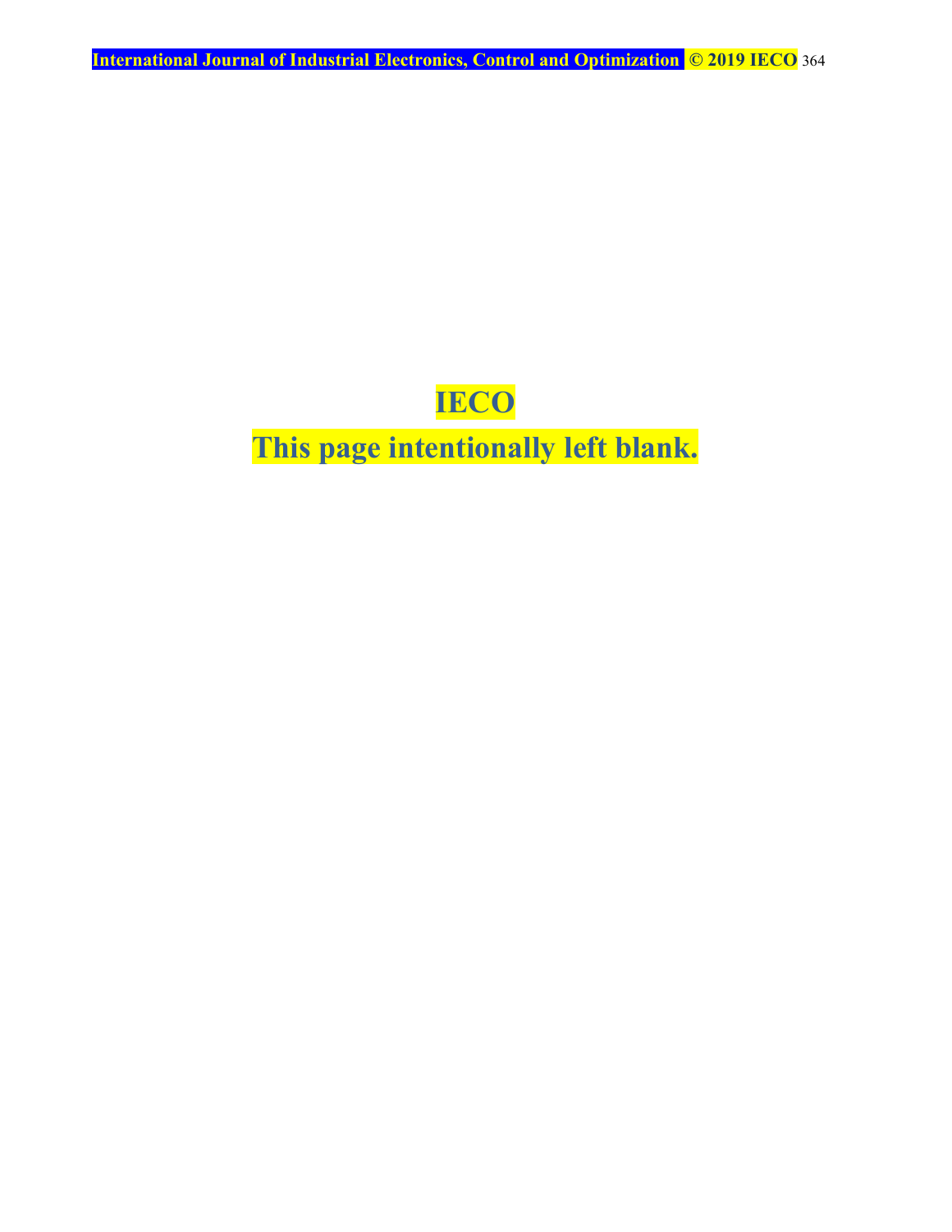IECO

This page intentionally left blank.